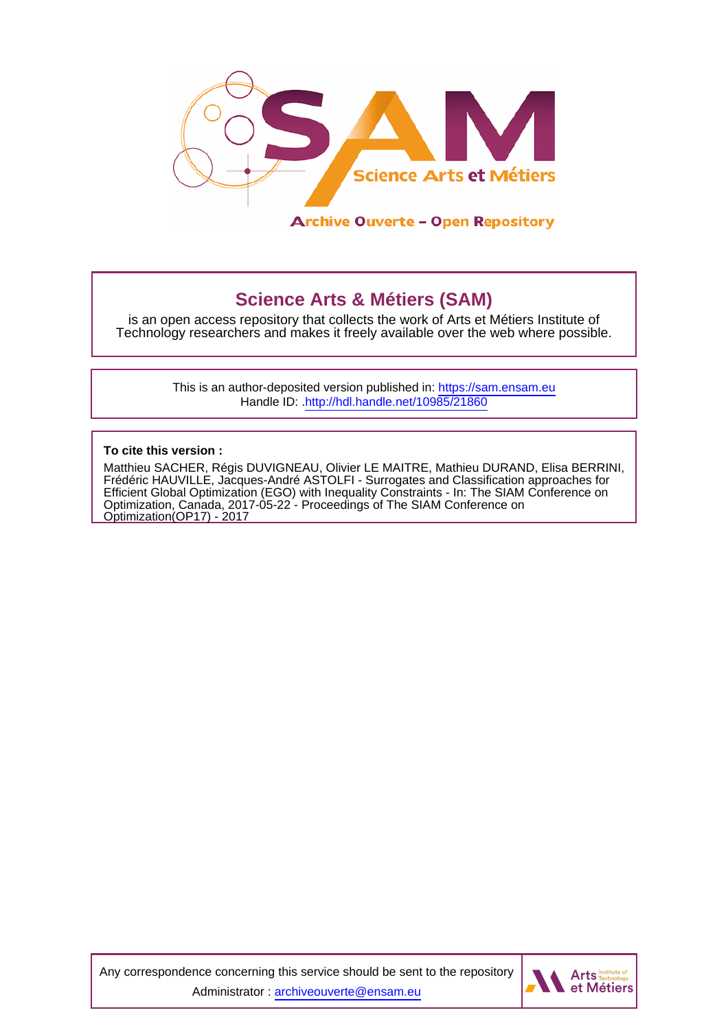Science Arts et Métiers

Archive Ouverte – Open Repository

## Science Arts & Métiers (SAM)

is an open access repository that collects the work of Arts et Métiers Institute of Technology researchers and makes it freely available over the web where possible.

This is an author-deposited version published in: https://sam.ensam.eu
Handle ID: .http://hdl.handle.net/10985/21860

**To cite this version :**

Matthieu SACHER, Régis DUVIGNEAU, Olivier LE MAITRE, Mathieu DURAND, Elisa BERRINI, Frédéric HAUVILLE, Jacques-André ASTOLFI - Surrogates and Classification approaches for Efficient Global Optimization (EGO) with Inequality Constraints - In: The SIAM Conference on Optimization, Canada, 2017-05-22 - Proceedings of The SIAM Conference on Optimization(OP17) - 2017

Any correspondence concerning this service should be sent to the repository Administrator : archiveouverte@ensam.eu

Arts Institute of Technology et Métiers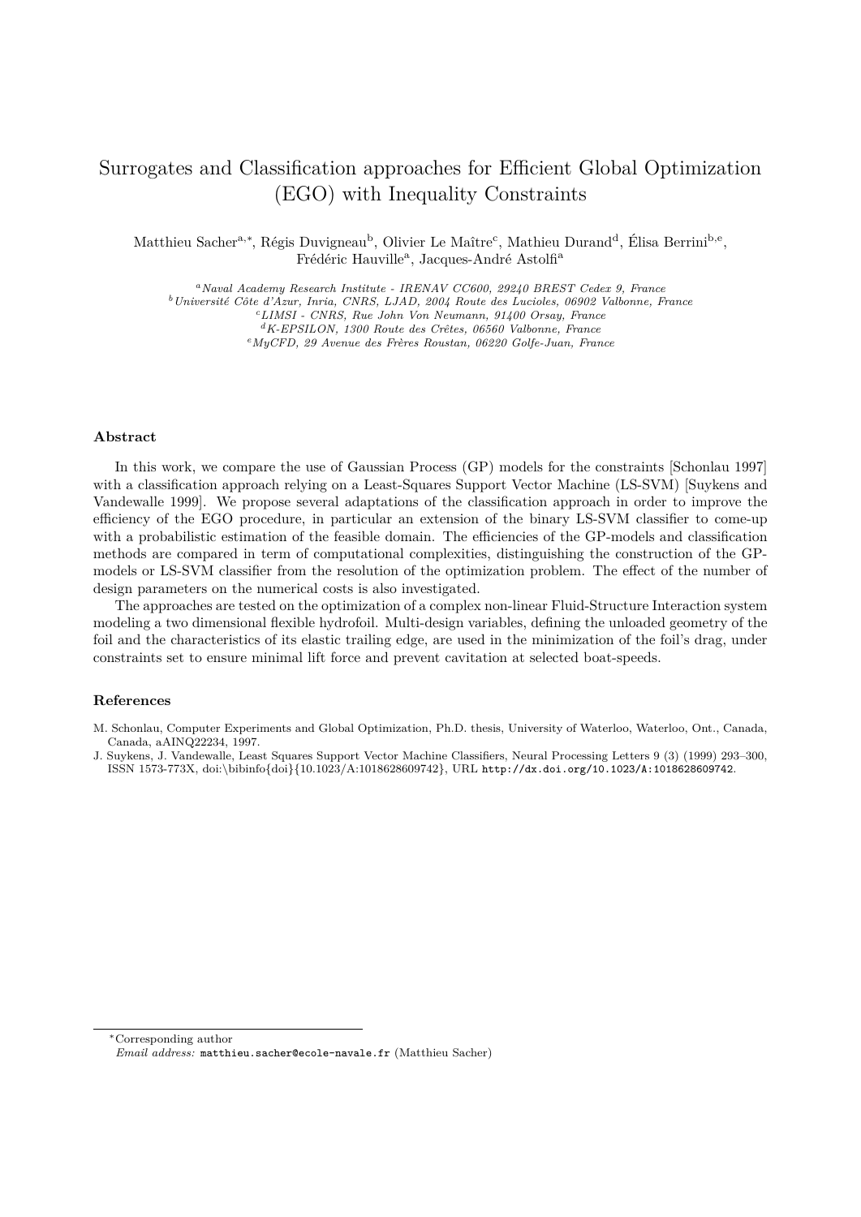# Surrogates and Classification approaches for Efficient Global Optimization (EGO) with Inequality Constraints

Matthieu Sacher[a,*], Régis Duvigneau[b], Olivier Le Maître[c], Mathieu Durand[d], Élisa Berrini[b,e], Frédéric Hauville[a], Jacques-André Astolfi[a]

[a] *Naval Academy Research Institute - IRENAV CC600, 29240 BREST Cedex 9, France*
[b] *Université Côte d'Azur, Inria, CNRS, LJAD, 2004 Route des Lucioles, 06902 Valbonne, France*
[c] *LIMSI - CNRS, Rue John Von Neumann, 91400 Orsay, France*
[d] *K-EPSILON, 1300 Route des Crêtes, 06560 Valbonne, France*
[e] *MyCFD, 29 Avenue des Frères Roustan, 06220 Golfe-Juan, France*

### Abstract

In this work, we compare the use of Gaussian Process (GP) models for the constraints [Schonlau 1997] with a classification approach relying on a Least-Squares Support Vector Machine (LS-SVM) [Suykens and Vandewalle 1999]. We propose several adaptations of the classification approach in order to improve the efficiency of the EGO procedure, in particular an extension of the binary LS-SVM classifier to come-up with a probabilistic estimation of the feasible domain. The efficiencies of the GP-models and classification methods are compared in term of computational complexities, distinguishing the construction of the GP-models or LS-SVM classifier from the resolution of the optimization problem. The effect of the number of design parameters on the numerical costs is also investigated.

The approaches are tested on the optimization of a complex non-linear Fluid-Structure Interaction system modeling a two dimensional flexible hydrofoil. Multi-design variables, defining the unloaded geometry of the foil and the characteristics of its elastic trailing edge, are used in the minimization of the foil's drag, under constraints set to ensure minimal lift force and prevent cavitation at selected boat-speeds.

### References

M. Schonlau, Computer Experiments and Global Optimization, Ph.D. thesis, University of Waterloo, Waterloo, Ont., Canada, Canada, aAINQ22234, 1997.

J. Suykens, J. Vandewalle, Least Squares Support Vector Machine Classifiers, Neural Processing Letters 9 (3) (1999) 293–300, ISSN 1573-773X, doi:\bibinfo{doi}{10.1023/A:1018628609742}, URL http://dx.doi.org/10.1023/A:1018628609742.

---

*Corresponding author
*Email address:* matthieu.sacher@ecole-navale.fr (Matthieu Sacher)